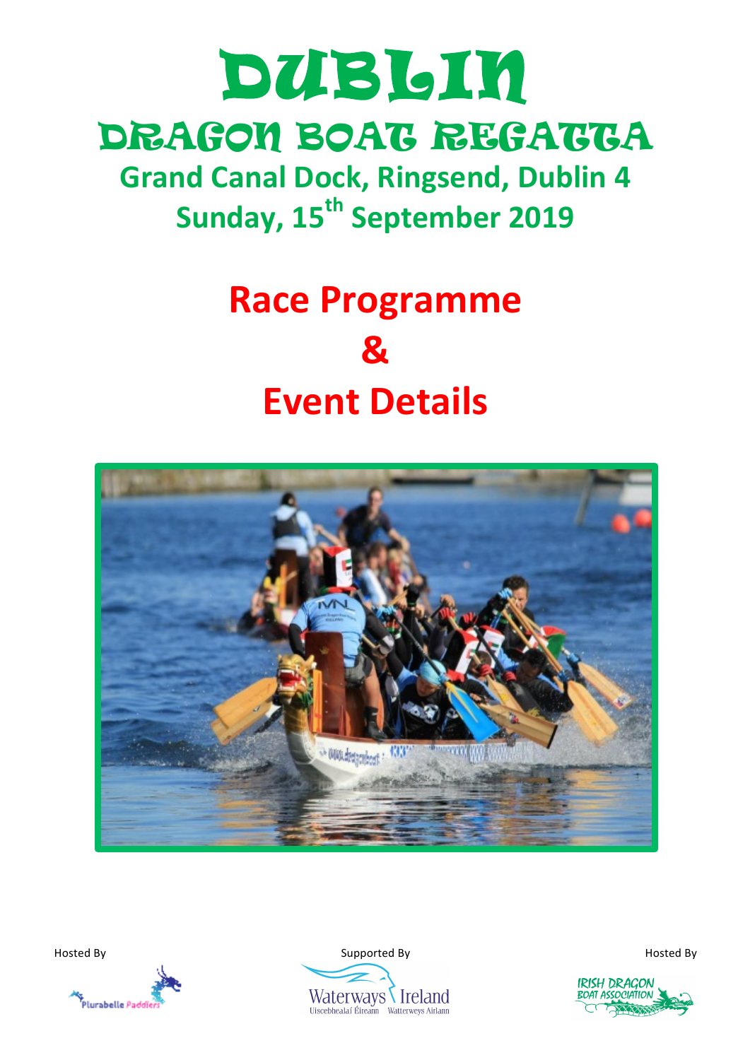# DUBLIN

# DRAGON BOAT REGATTA

## Grand Canal Dock, Ringsend, Dublin 4

## Sunday, 15th September 2019

# Race Programme

# &

# Event Details

Hosted By

Supported By

Hosted By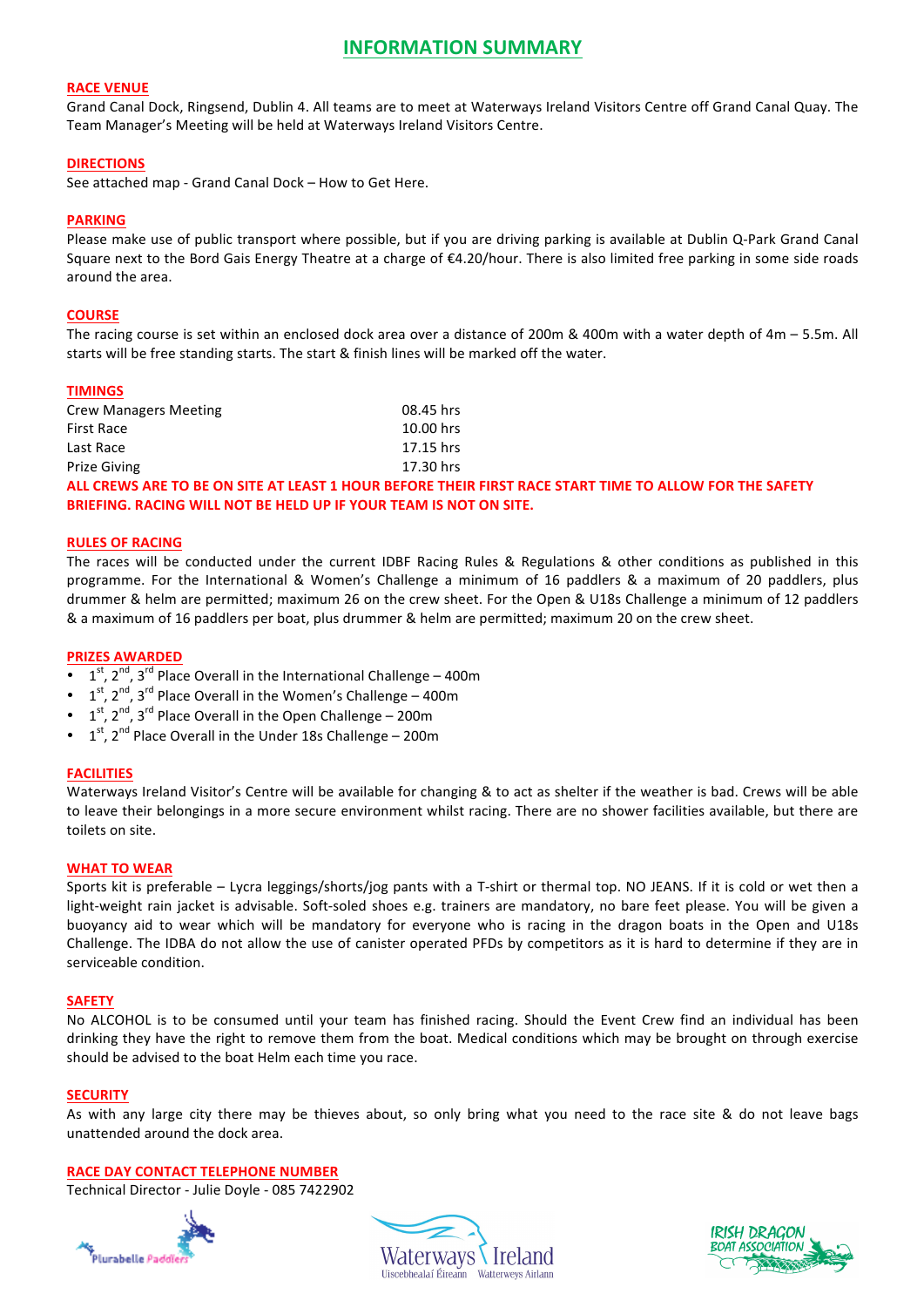# INFORMATION SUMMARY

## RACE VENUE

Grand Canal Dock, Ringsend, Dublin 4. All teams are to meet at Waterways Ireland Visitors Centre off Grand Canal Quay. The Team Manager's Meeting will be held at Waterways Ireland Visitors Centre.

## DIRECTIONS

See attached map - Grand Canal Dock – How to Get Here.

## PARKING

Please make use of public transport where possible, but if you are driving parking is available at Dublin Q-Park Grand Canal Square next to the Bord Gais Energy Theatre at a charge of €4.20/hour. There is also limited free parking in some side roads around the area.

## COURSE

The racing course is set within an enclosed dock area over a distance of 200m & 400m with a water depth of 4m – 5.5m. All starts will be free standing starts. The start & finish lines will be marked off the water.

## TIMINGS

| | |
|---|---|
| Crew Managers Meeting | 08.45 hrs |
| First Race | 10.00 hrs |
| Last Race | 17.15 hrs |
| Prize Giving | 17.30 hrs |

**ALL CREWS ARE TO BE ON SITE AT LEAST 1 HOUR BEFORE THEIR FIRST RACE START TIME TO ALLOW FOR THE SAFETY BRIEFING. RACING WILL NOT BE HELD UP IF YOUR TEAM IS NOT ON SITE.**

## RULES OF RACING

The races will be conducted under the current IDBF Racing Rules & Regulations & other conditions as published in this programme. For the International & Women's Challenge a minimum of 16 paddlers & a maximum of 20 paddlers, plus drummer & helm are permitted; maximum 26 on the crew sheet. For the Open & U18s Challenge a minimum of 12 paddlers & a maximum of 16 paddlers per boat, plus drummer & helm are permitted; maximum 20 on the crew sheet.

## PRIZES AWARDED

- 1st, 2nd, 3rd Place Overall in the International Challenge – 400m
- 1st, 2nd, 3rd Place Overall in the Women's Challenge – 400m
- 1st, 2nd, 3rd Place Overall in the Open Challenge – 200m
- 1st, 2nd Place Overall in the Under 18s Challenge – 200m

## FACILITIES

Waterways Ireland Visitor's Centre will be available for changing & to act as shelter if the weather is bad. Crews will be able to leave their belongings in a more secure environment whilst racing. There are no shower facilities available, but there are toilets on site.

## WHAT TO WEAR

Sports kit is preferable – Lycra leggings/shorts/jog pants with a T-shirt or thermal top. NO JEANS. If it is cold or wet then a light-weight rain jacket is advisable. Soft-soled shoes e.g. trainers are mandatory, no bare feet please. You will be given a buoyancy aid to wear which will be mandatory for everyone who is racing in the dragon boats in the Open and U18s Challenge. The IDBA do not allow the use of canister operated PFDs by competitors as it is hard to determine if they are in serviceable condition.

## SAFETY

No ALCOHOL is to be consumed until your team has finished racing. Should the Event Crew find an individual has been drinking they have the right to remove them from the boat. Medical conditions which may be brought on through exercise should be advised to the boat Helm each time you race.

## SECURITY

As with any large city there may be thieves about, so only bring what you need to the race site & do not leave bags unattended around the dock area.

## RACE DAY CONTACT TELEPHONE NUMBER

Technical Director - Julie Doyle - 085 7422902

Plurabelle Paddlers

Waterways Ireland
Uiscebhealaí Éireann Watterweys Airlann

IRISH DRAGON BOAT ASSOCIATION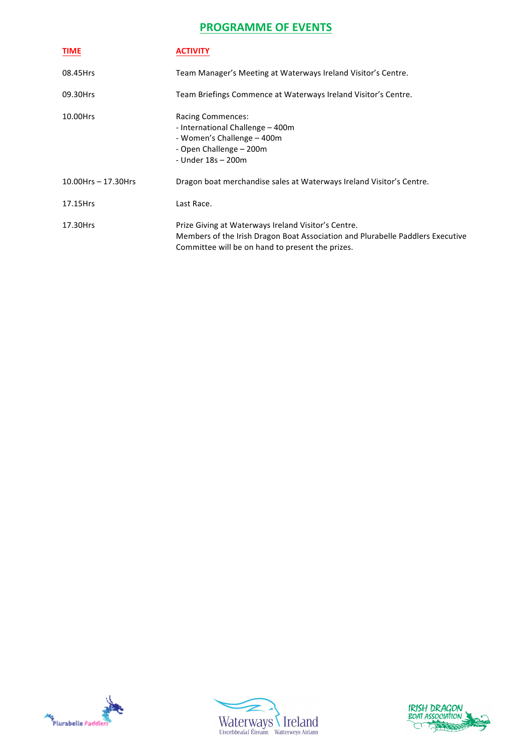# PROGRAMME OF EVENTS

| TIME | ACTIVITY |
| --- | --- |
| 08.45Hrs | Team Manager's Meeting at Waterways Ireland Visitor's Centre. |
| 09.30Hrs | Team Briefings Commence at Waterways Ireland Visitor's Centre. |
| 10.00Hrs | Racing Commences:<br>- International Challenge – 400m<br>- Women's Challenge – 400m<br>- Open Challenge – 200m<br>- Under 18s – 200m |
| 10.00Hrs – 17.30Hrs | Dragon boat merchandise sales at Waterways Ireland Visitor's Centre. |
| 17.15Hrs | Last Race. |
| 17.30Hrs | Prize Giving at Waterways Ireland Visitor's Centre.<br>Members of the Irish Dragon Boat Association and Plurabelle Paddlers Executive Committee will be on hand to present the prizes. |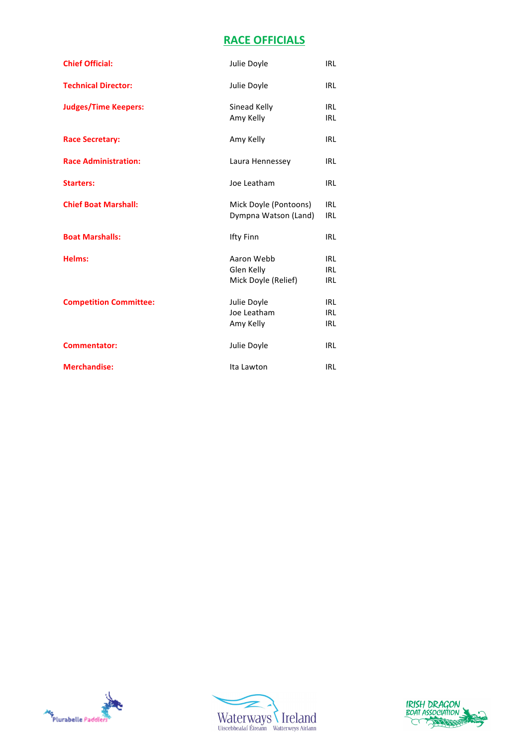## RACE OFFICIALS

| Role | Name | Country |
|---|---|---|
| **Chief Official:** | Julie Doyle | IRL |
| **Technical Director:** | Julie Doyle | IRL |
| **Judges/Time Keepers:** | Sinead Kelly | IRL |
| | Amy Kelly | IRL |
| **Race Secretary:** | Amy Kelly | IRL |
| **Race Administration:** | Laura Hennessey | IRL |
| **Starters:** | Joe Leatham | IRL |
| **Chief Boat Marshall:** | Mick Doyle (Pontoons) | IRL |
| | Dympna Watson (Land) | IRL |
| **Boat Marshalls:** | Ifty Finn | IRL |
| **Helms:** | Aaron Webb | IRL |
| | Glen Kelly | IRL |
| | Mick Doyle (Relief) | IRL |
| **Competition Committee:** | Julie Doyle | IRL |
| | Joe Leatham | IRL |
| | Amy Kelly | IRL |
| **Commentator:** | Julie Doyle | IRL |
| **Merchandise:** | Ita Lawton | IRL |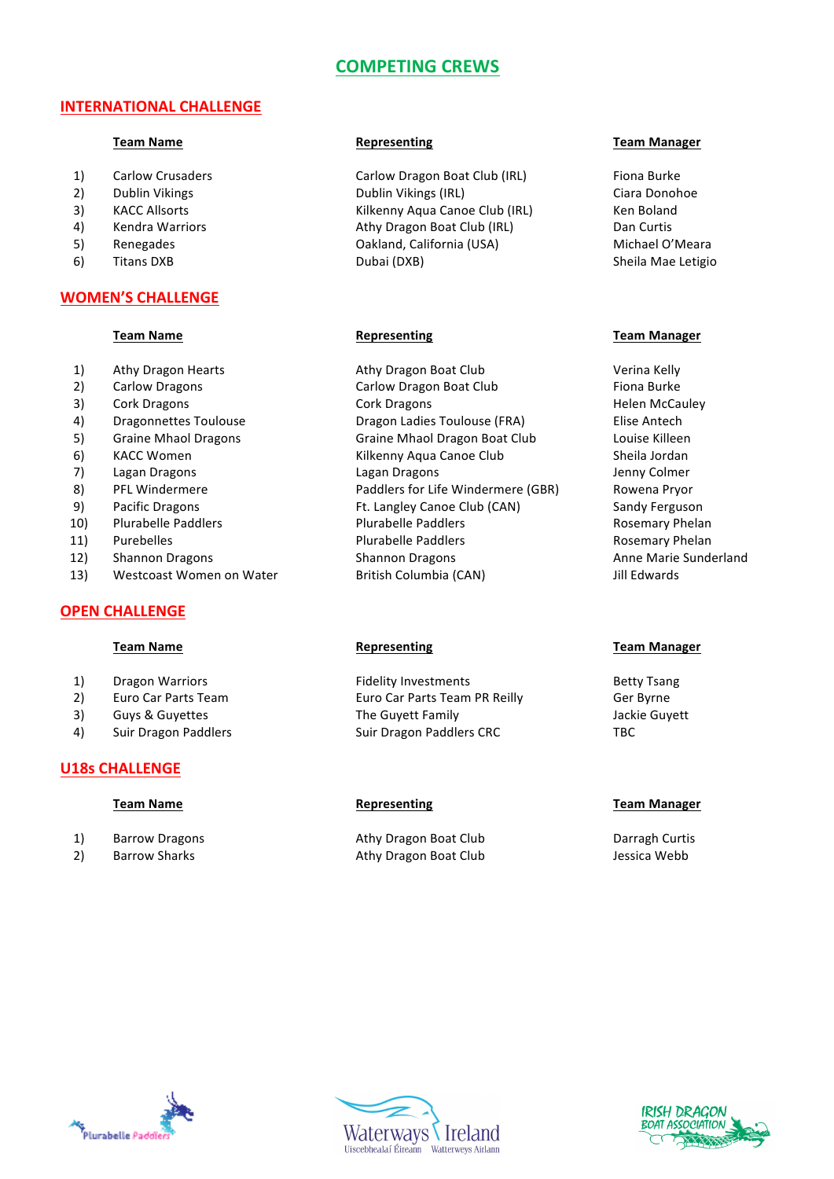# COMPETING CREWS

## INTERNATIONAL CHALLENGE

| | Team Name | Representing | Team Manager |
|---|---|---|---|
| 1) | Carlow Crusaders | Carlow Dragon Boat Club (IRL) | Fiona Burke |
| 2) | Dublin Vikings | Dublin Vikings (IRL) | Ciara Donohoe |
| 3) | KACC Allsorts | Kilkenny Aqua Canoe Club (IRL) | Ken Boland |
| 4) | Kendra Warriors | Athy Dragon Boat Club (IRL) | Dan Curtis |
| 5) | Renegades | Oakland, California (USA) | Michael O'Meara |
| 6) | Titans DXB | Dubai (DXB) | Sheila Mae Letigio |

## WOMEN'S CHALLENGE

| | Team Name | Representing | Team Manager |
|---|---|---|---|
| 1) | Athy Dragon Hearts | Athy Dragon Boat Club | Verina Kelly |
| 2) | Carlow Dragons | Carlow Dragon Boat Club | Fiona Burke |
| 3) | Cork Dragons | Cork Dragons | Helen McCauley |
| 4) | Dragonnettes Toulouse | Dragon Ladies Toulouse (FRA) | Elise Antech |
| 5) | Graine Mhaol Dragons | Graine Mhaol Dragon Boat Club | Louise Killeen |
| 6) | KACC Women | Kilkenny Aqua Canoe Club | Sheila Jordan |
| 7) | Lagan Dragons | Lagan Dragons | Jenny Colmer |
| 8) | PFL Windermere | Paddlers for Life Windermere (GBR) | Rowena Pryor |
| 9) | Pacific Dragons | Ft. Langley Canoe Club (CAN) | Sandy Ferguson |
| 10) | Plurabelle Paddlers | Plurabelle Paddlers | Rosemary Phelan |
| 11) | Purebelles | Plurabelle Paddlers | Rosemary Phelan |
| 12) | Shannon Dragons | Shannon Dragons | Anne Marie Sunderland |
| 13) | Westcoast Women on Water | British Columbia (CAN) | Jill Edwards |

## OPEN CHALLENGE

| | Team Name | Representing | Team Manager |
|---|---|---|---|
| 1) | Dragon Warriors | Fidelity Investments | Betty Tsang |
| 2) | Euro Car Parts Team | Euro Car Parts Team PR Reilly | Ger Byrne |
| 3) | Guys & Guyettes | The Guyett Family | Jackie Guyett |
| 4) | Suir Dragon Paddlers | Suir Dragon Paddlers CRC | TBC |

## U18s CHALLENGE

| | Team Name | Representing | Team Manager |
|---|---|---|---|
| 1) | Barrow Dragons | Athy Dragon Boat Club | Darragh Curtis |
| 2) | Barrow Sharks | Athy Dragon Boat Club | Jessica Webb |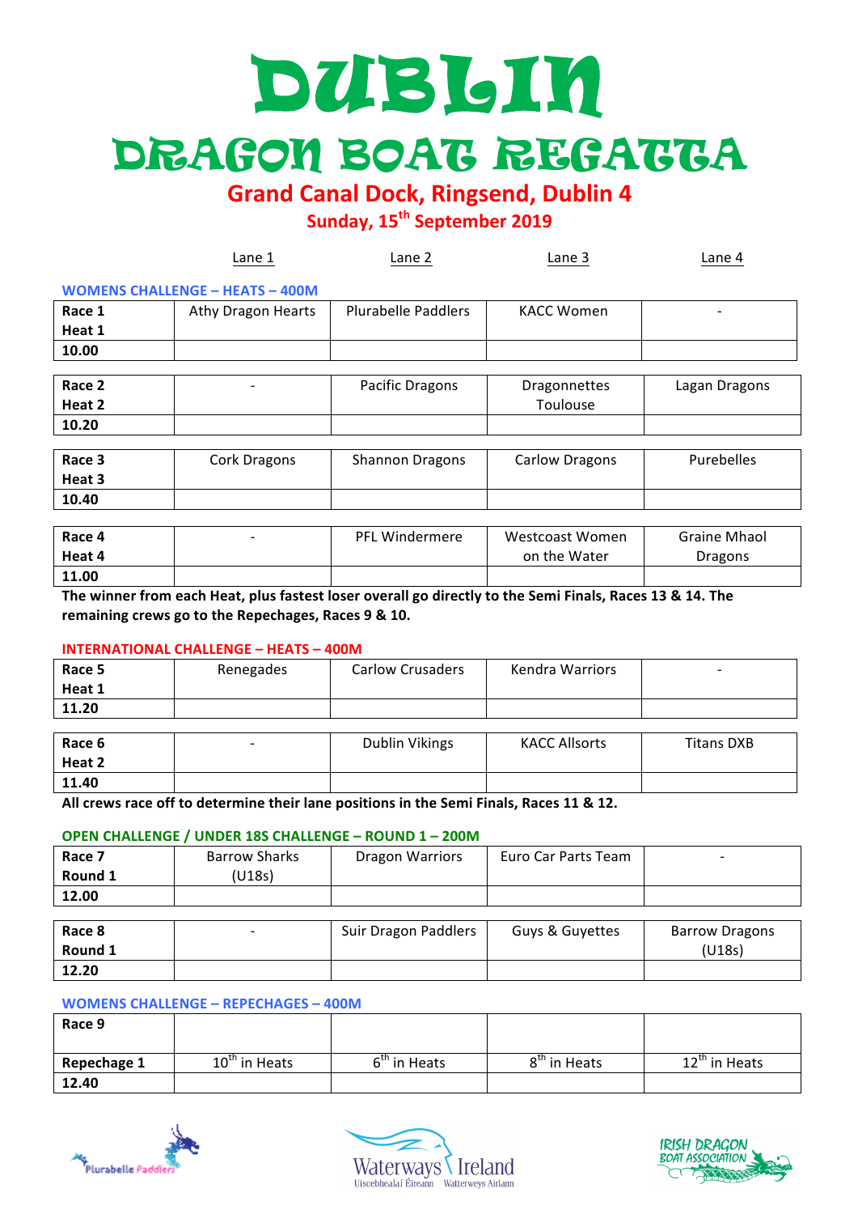# DUBLIN

# DRAGON BOAT REGATTA

## Grand Canal Dock, Ringsend, Dublin 4

### Sunday, 15th September 2019

### WOMENS CHALLENGE – HEATS – 400M

| | Lane 1 | Lane 2 | Lane 3 | Lane 4 |
|---|---|---|---|---|
| **Race 1 Heat 1 10.00** | Athy Dragon Hearts | Plurabelle Paddlers | KACC Women | - |
| **Race 2 Heat 2 10.20** | - | Pacific Dragons | Dragonnettes Toulouse | Lagan Dragons |
| **Race 3 Heat 3 10.40** | Cork Dragons | Shannon Dragons | Carlow Dragons | Purebelles |
| **Race 4 Heat 4 11.00** | - | PFL Windermere | Westcoast Women on the Water | Graine Mhaol Dragons |

**The winner from each Heat, plus fastest loser overall go directly to the Semi Finals, Races 13 & 14. The remaining crews go to the Repechages, Races 9 & 10.**

### INTERNATIONAL CHALLENGE – HEATS – 400M

| | Lane 1 | Lane 2 | Lane 3 | Lane 4 |
|---|---|---|---|---|
| **Race 5 Heat 1 11.20** | Renegades | Carlow Crusaders | Kendra Warriors | - |
| **Race 6 Heat 2 11.40** | - | Dublin Vikings | KACC Allsorts | Titans DXB |

**All crews race off to determine their lane positions in the Semi Finals, Races 11 & 12.**

### OPEN CHALLENGE / UNDER 18S CHALLENGE – ROUND 1 – 200M

| | Lane 1 | Lane 2 | Lane 3 | Lane 4 |
|---|---|---|---|---|
| **Race 7 Round 1 12.00** | Barrow Sharks (U18s) | Dragon Warriors | Euro Car Parts Team | - |
| **Race 8 Round 1 12.20** | - | Suir Dragon Paddlers | Guys & Guyettes | Barrow Dragons (U18s) |

### WOMENS CHALLENGE – REPECHAGES – 400M

| | Lane 1 | Lane 2 | Lane 3 | Lane 4 |
|---|---|---|---|---|
| **Race 9 Repechage 1 12.40** | 10th in Heats | 6th in Heats | 8th in Heats | 12th in Heats |

Plurabelle Paddlers | Waterways Ireland – Uiscebhealaí Éireann – Watterweys Airlann | Irish Dragon Boat Association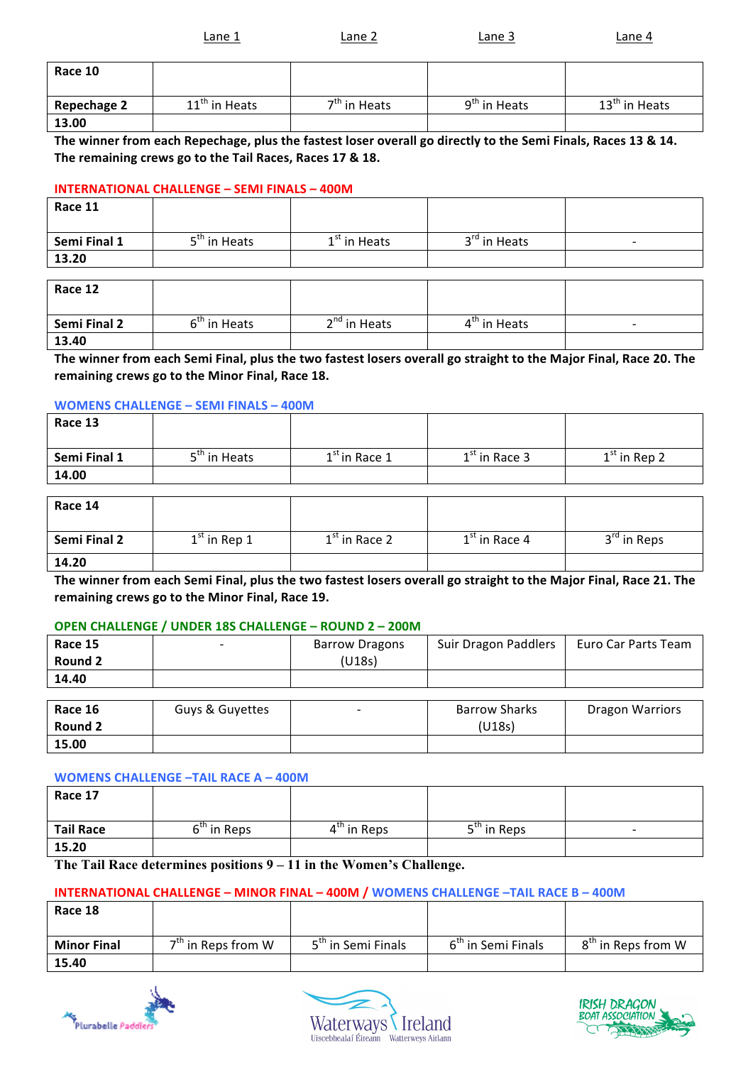| | Lane 1 | Lane 2 | Lane 3 | Lane 4 |
|---|---|---|---|---|
| **Race 10** | | | | |
| **Repechage 2** | 11th in Heats | 7th in Heats | 9th in Heats | 13th in Heats |
| **13.00** | | | | |

**The winner from each Repechage, plus the fastest loser overall go directly to the Semi Finals, Races 13 & 14. The remaining crews go to the Tail Races, Races 17 & 18.**

## INTERNATIONAL CHALLENGE – SEMI FINALS – 400M

| | Lane 1 | Lane 2 | Lane 3 | Lane 4 |
|---|---|---|---|---|
| **Race 11** | | | | |
| **Semi Final 1** | 5th in Heats | 1st in Heats | 3rd in Heats | - |
| **13.20** | | | | |

| | Lane 1 | Lane 2 | Lane 3 | Lane 4 |
|---|---|---|---|---|
| **Race 12** | | | | |
| **Semi Final 2** | 6th in Heats | 2nd in Heats | 4th in Heats | - |
| **13.40** | | | | |

**The winner from each Semi Final, plus the two fastest losers overall go straight to the Major Final, Race 20. The remaining crews go to the Minor Final, Race 18.**

## WOMENS CHALLENGE – SEMI FINALS – 400M

| | Lane 1 | Lane 2 | Lane 3 | Lane 4 |
|---|---|---|---|---|
| **Race 13** | | | | |
| **Semi Final 1** | 5th in Heats | 1st in Race 1 | 1st in Race 3 | 1st in Rep 2 |
| **14.00** | | | | |

| | Lane 1 | Lane 2 | Lane 3 | Lane 4 |
|---|---|---|---|---|
| **Race 14** | | | | |
| **Semi Final 2** | 1st in Rep 1 | 1st in Race 2 | 1st in Race 4 | 3rd in Reps |
| **14.20** | | | | |

**The winner from each Semi Final, plus the two fastest losers overall go straight to the Major Final, Race 21. The remaining crews go to the Minor Final, Race 19.**

## OPEN CHALLENGE / UNDER 18S CHALLENGE – ROUND 2 – 200M

| | Lane 1 | Lane 2 | Lane 3 | Lane 4 |
|---|---|---|---|---|
| **Race 15** **Round 2** | - | Barrow Dragons (U18s) | Suir Dragon Paddlers | Euro Car Parts Team |
| **14.40** | | | | |

| | Lane 1 | Lane 2 | Lane 3 | Lane 4 |
|---|---|---|---|---|
| **Race 16** **Round 2** | Guys & Guyettes | - | Barrow Sharks (U18s) | Dragon Warriors |
| **15.00** | | | | |

## WOMENS CHALLENGE –TAIL RACE A – 400M

| | Lane 1 | Lane 2 | Lane 3 | Lane 4 |
|---|---|---|---|---|
| **Race 17** | | | | |
| **Tail Race** | 6th in Reps | 4th in Reps | 5th in Reps | - |
| **15.20** | | | | |

**The Tail Race determines positions 9 – 11 in the Women's Challenge.**

## INTERNATIONAL CHALLENGE – MINOR FINAL – 400M / WOMENS CHALLENGE –TAIL RACE B – 400M

| | Lane 1 | Lane 2 | Lane 3 | Lane 4 |
|---|---|---|---|---|
| **Race 18** | | | | |
| **Minor Final** | 7th in Reps from W | 5th in Semi Finals | 6th in Semi Finals | 8th in Reps from W |
| **15.40** | | | | |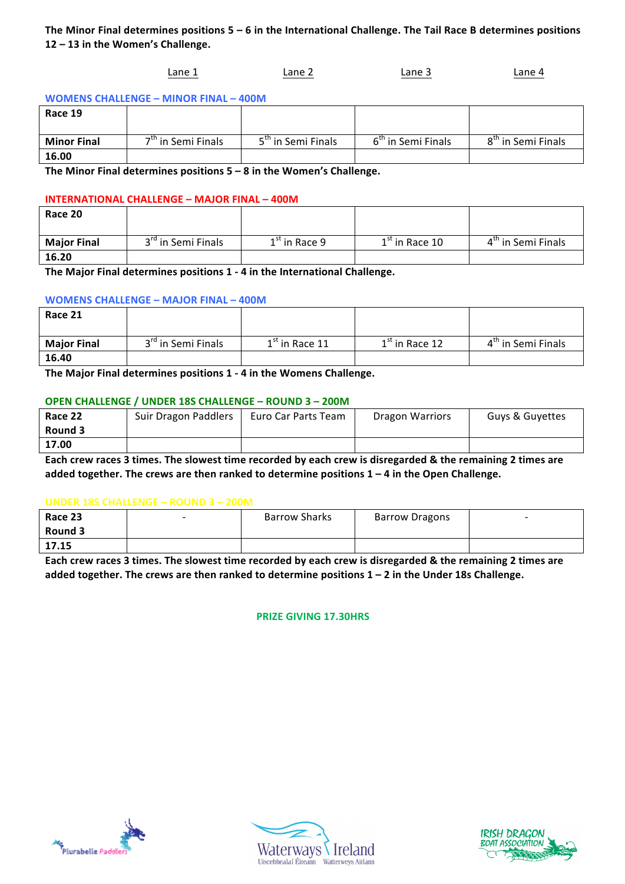**The Minor Final determines positions 5 – 6 in the International Challenge. The Tail Race B determines positions 12 – 13 in the Women's Challenge.**

| | Lane 1 | Lane 2 | Lane 3 | Lane 4 |
|---|---|---|---|---|

### WOMENS CHALLENGE – MINOR FINAL – 400M

| **Race 19** | | | | |
|---|---|---|---|---|
| **Minor Final** | 7th in Semi Finals | 5th in Semi Finals | 6th in Semi Finals | 8th in Semi Finals |
| **16.00** | | | | |

**The Minor Final determines positions 5 – 8 in the Women's Challenge.**

### INTERNATIONAL CHALLENGE – MAJOR FINAL – 400M

| **Race 20** | | | | |
|---|---|---|---|---|
| **Major Final** | 3rd in Semi Finals | 1st in Race 9 | 1st in Race 10 | 4th in Semi Finals |
| **16.20** | | | | |

**The Major Final determines positions 1 - 4 in the International Challenge.**

### WOMENS CHALLENGE – MAJOR FINAL – 400M

| **Race 21** | | | | |
|---|---|---|---|---|
| **Major Final** | 3rd in Semi Finals | 1st in Race 11 | 1st in Race 12 | 4th in Semi Finals |
| **16.40** | | | | |

**The Major Final determines positions 1 - 4 in the Womens Challenge.**

### OPEN CHALLENGE / UNDER 18S CHALLENGE – ROUND 3 – 200M

| **Race 22 Round 3** | Suir Dragon Paddlers | Euro Car Parts Team | Dragon Warriors | Guys & Guyettes |
|---|---|---|---|---|
| **17.00** | | | | |

**Each crew races 3 times. The slowest time recorded by each crew is disregarded & the remaining 2 times are added together. The crews are then ranked to determine positions 1 – 4 in the Open Challenge.**

### UNDER 18S CHALLENGE – ROUND 3 – 200M

| **Race 23 Round 3** | - | Barrow Sharks | Barrow Dragons | - |
|---|---|---|---|---|
| **17.15** | | | | |

**Each crew races 3 times. The slowest time recorded by each crew is disregarded & the remaining 2 times are added together. The crews are then ranked to determine positions 1 – 2 in the Under 18s Challenge.**

**PRIZE GIVING 17.30HRS**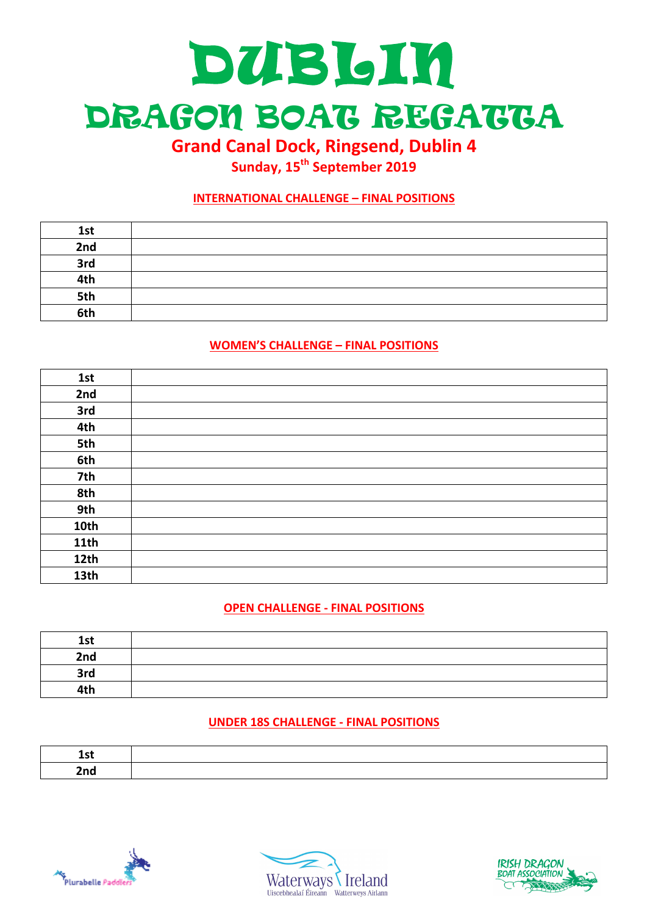# DUBLIN

## DRAGON BOAT REGATTA

**Grand Canal Dock, Ringsend, Dublin 4**

**Sunday, 15th September 2019**

**INTERNATIONAL CHALLENGE – FINAL POSITIONS**

| | |
|---|---|
| **1st** | |
| **2nd** | |
| **3rd** | |
| **4th** | |
| **5th** | |
| **6th** | |

**WOMEN'S CHALLENGE – FINAL POSITIONS**

| | |
|---|---|
| **1st** | |
| **2nd** | |
| **3rd** | |
| **4th** | |
| **5th** | |
| **6th** | |
| **7th** | |
| **8th** | |
| **9th** | |
| **10th** | |
| **11th** | |
| **12th** | |
| **13th** | |

**OPEN CHALLENGE - FINAL POSITIONS**

| | |
|---|---|
| **1st** | |
| **2nd** | |
| **3rd** | |
| **4th** | |

**UNDER 18S CHALLENGE - FINAL POSITIONS**

| | |
|---|---|
| **1st** | |
| **2nd** | |

Plurabelle Paddlers

Waterways Ireland
Uiscebhealaí Éireann Watterweys Airlann

IRISH DRAGON BOAT ASSOCIATION